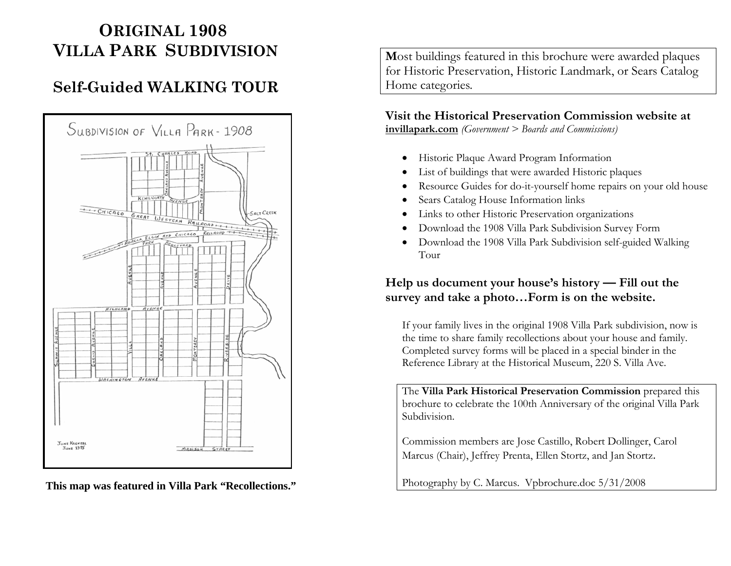# ORIGINAL 1908 VILLA PARK SUBDIVISION

## Self-Guided WALKING TOUR

SUBDIVISION OF VILLA PARK - 1908

ST. CHARLES ROAD
OAKLAND AVENUE
MONTEREY AVENUE
KENILWORTH AVENUE
CHICAGO GREAT WESTERN RAILROAD
SALT CREEK
AURORA, ELGIN AND CHICAGO RAILROAD
PARK BOULEVARD
AVENUE
AVENUE
AVENUE
DRIVE
HIGHLAND AVENUE
SUMMIT AVENUE
EUCLID AVENUE
VILLA
OAKLAND
MONTEREY
RIVERSIDE
WASHINGTON AVENUE
MADISON STREET
JUNE KRENZEL
JUNE 1975

**This map was featured in Villa Park "Recollections."**

**M**ost buildings featured in this brochure were awarded plaques for Historic Preservation, Historic Landmark, or Sears Catalog Home categories.

**Visit the Historical Preservation Commission website at**
**invillapark.com** *(Government > Boards and Commissions)*

- Historic Plaque Award Program Information
- List of buildings that were awarded Historic plaques
- Resource Guides for do-it-yourself home repairs on your old house
- Sears Catalog House Information links
- Links to other Historic Preservation organizations
- Download the 1908 Villa Park Subdivision Survey Form
- Download the 1908 Villa Park Subdivision self-guided Walking Tour

**Help us document your house's history — Fill out the survey and take a photo…Form is on the website.**

If your family lives in the original 1908 Villa Park subdivision, now is the time to share family recollections about your house and family. Completed survey forms will be placed in a special binder in the Reference Library at the Historical Museum, 220 S. Villa Ave.

The **Villa Park Historical Preservation Commission** prepared this brochure to celebrate the 100th Anniversary of the original Villa Park Subdivision.

Commission members are Jose Castillo, Robert Dollinger, Carol Marcus (Chair), Jeffrey Prenta, Ellen Stortz, and Jan Stortz.

Photography by C. Marcus. Vpbrochure.doc 5/31/2008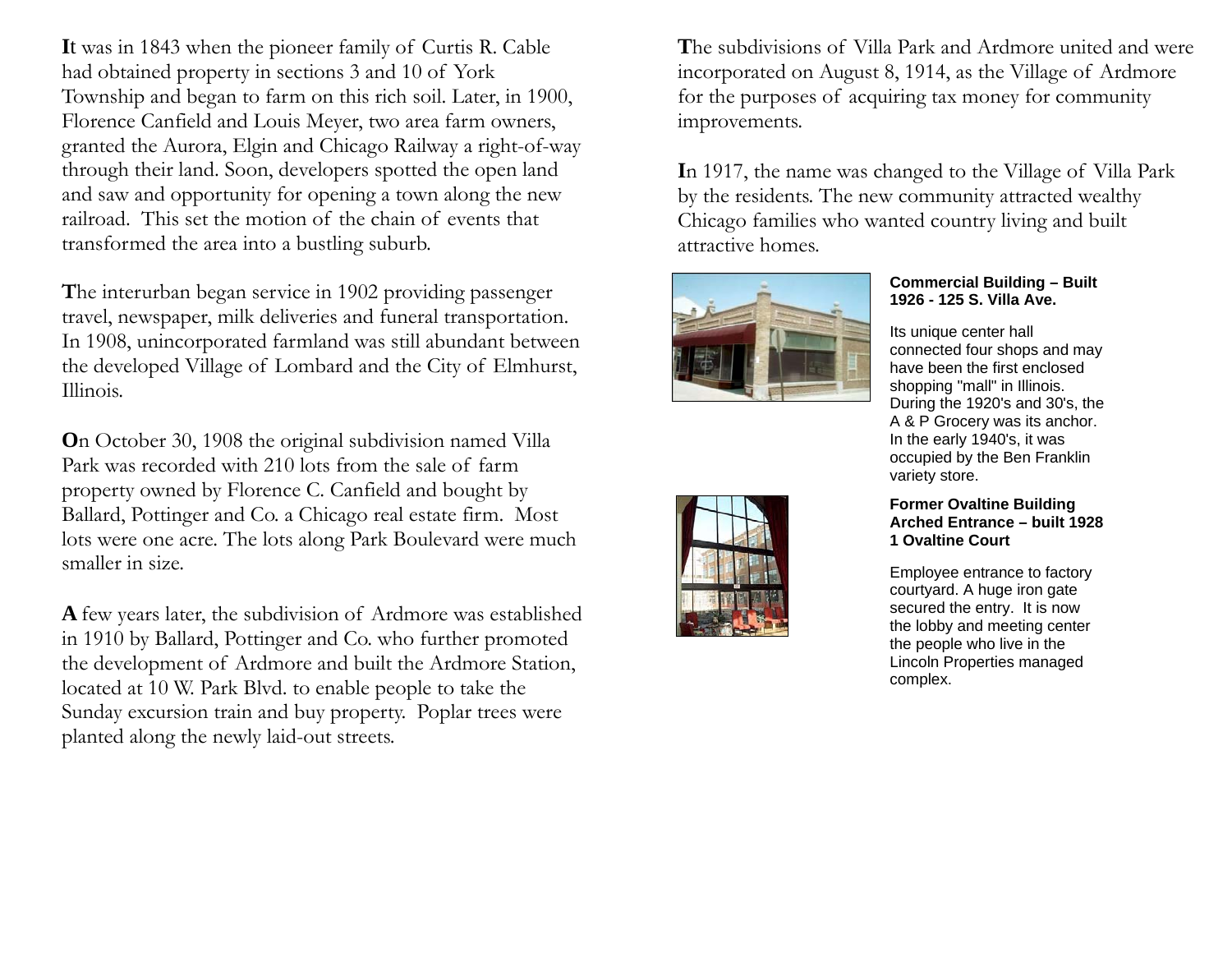**I**t was in 1843 when the pioneer family of Curtis R. Cable had obtained property in sections 3 and 10 of York Township and began to farm on this rich soil. Later, in 1900, Florence Canfield and Louis Meyer, two area farm owners, granted the Aurora, Elgin and Chicago Railway a right-of-way through their land. Soon, developers spotted the open land and saw and opportunity for opening a town along the new railroad. This set the motion of the chain of events that transformed the area into a bustling suburb.

**T**he interurban began service in 1902 providing passenger travel, newspaper, milk deliveries and funeral transportation. In 1908, unincorporated farmland was still abundant between the developed Village of Lombard and the City of Elmhurst, Illinois.

**O**n October 30, 1908 the original subdivision named Villa Park was recorded with 210 lots from the sale of farm property owned by Florence C. Canfield and bought by Ballard, Pottinger and Co. a Chicago real estate firm. Most lots were one acre. The lots along Park Boulevard were much smaller in size.

**A** few years later, the subdivision of Ardmore was established in 1910 by Ballard, Pottinger and Co. who further promoted the development of Ardmore and built the Ardmore Station, located at 10 W. Park Blvd. to enable people to take the Sunday excursion train and buy property. Poplar trees were planted along the newly laid-out streets.

**T**he subdivisions of Villa Park and Ardmore united and were incorporated on August 8, 1914, as the Village of Ardmore for the purposes of acquiring tax money for community improvements.

**I**n 1917, the name was changed to the Village of Villa Park by the residents. The new community attracted wealthy Chicago families who wanted country living and built attractive homes.

**Commercial Building – Built 1926 - 125 S. Villa Ave.**

Its unique center hall connected four shops and may have been the first enclosed shopping "mall" in Illinois. During the 1920's and 30's, the A & P Grocery was its anchor. In the early 1940's, it was occupied by the Ben Franklin variety store.

**Former Ovaltine Building Arched Entrance – built 1928 1 Ovaltine Court**

Employee entrance to factory courtyard. A huge iron gate secured the entry. It is now the lobby and meeting center the people who live in the Lincoln Properties managed complex.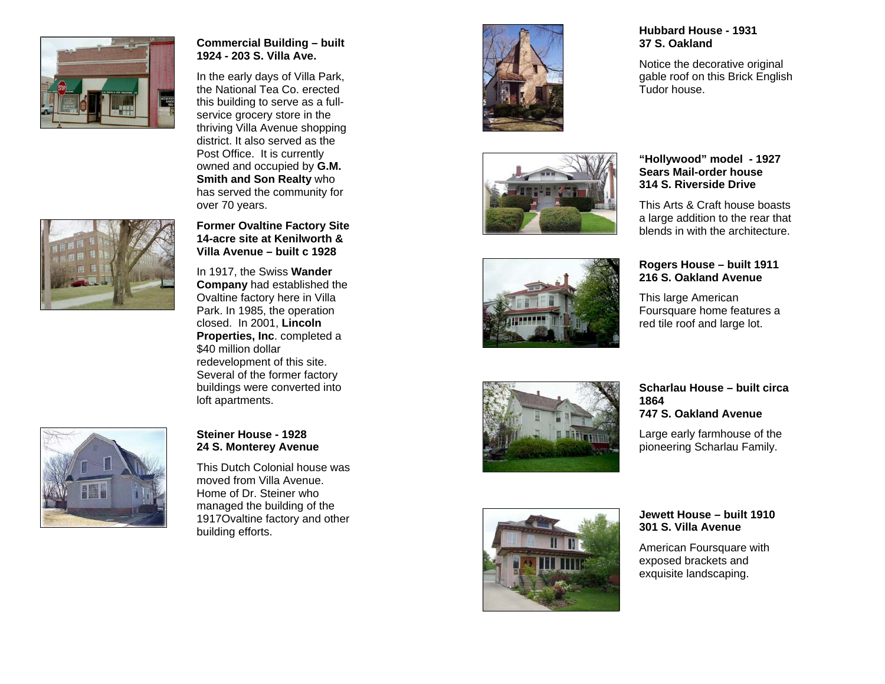**Commercial Building – built 1924 - 203 S. Villa Ave.**

In the early days of Villa Park, the National Tea Co. erected this building to serve as a full-service grocery store in the thriving Villa Avenue shopping district. It also served as the Post Office. It is currently owned and occupied by **G.M. Smith and Son Realty** who has served the community for over 70 years.

**Former Ovaltine Factory Site 14-acre site at Kenilworth & Villa Avenue – built c 1928**

In 1917, the Swiss **Wander Company** had established the Ovaltine factory here in Villa Park. In 1985, the operation closed. In 2001, **Lincoln Properties, Inc**. completed a $40 million dollar redevelopment of this site. Several of the former factory buildings were converted into loft apartments.

**Steiner House - 1928 24 S. Monterey Avenue**

This Dutch Colonial house was moved from Villa Avenue. Home of Dr. Steiner who managed the building of the 1917Ovaltine factory and other building efforts.

**Hubbard House - 1931 37 S. Oakland**

Notice the decorative original gable roof on this Brick English Tudor house.

**"Hollywood" model - 1927 Sears Mail-order house 314 S. Riverside Drive**

This Arts & Craft house boasts a large addition to the rear that blends in with the architecture.

**Rogers House – built 1911 216 S. Oakland Avenue**

This large American Foursquare home features a red tile roof and large lot.

**Scharlau House – built circa 1864 747 S. Oakland Avenue**

Large early farmhouse of the pioneering Scharlau Family.

**Jewett House – built 1910 301 S. Villa Avenue**

American Foursquare with exposed brackets and exquisite landscaping.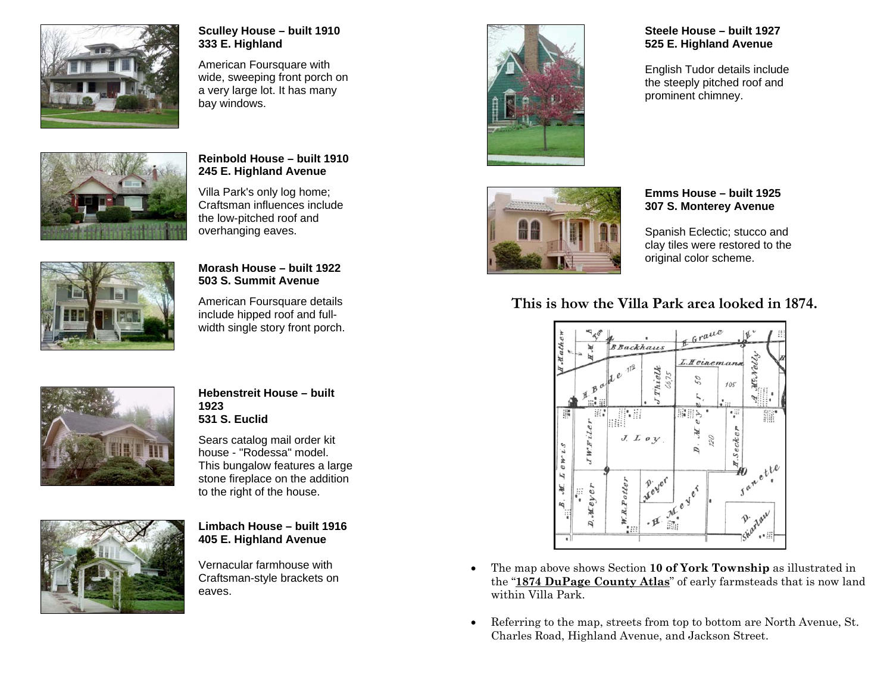**Sculley House – built 1910**
**333 E. Highland**

American Foursquare with wide, sweeping front porch on a very large lot. It has many bay windows.

**Reinbold House – built 1910**
**245 E. Highland Avenue**

Villa Park's only log home; Craftsman influences include the low-pitched roof and overhanging eaves.

**Morash House – built 1922**
**503 S. Summit Avenue**

American Foursquare details include hipped roof and full-width single story front porch.

**Hebenstreit House – built 1923**
**531 S. Euclid**

Sears catalog mail order kit house - "Rodessa" model. This bungalow features a large stone fireplace on the addition to the right of the house.

**Limbach House – built 1916**
**405 E. Highland Avenue**

Vernacular farmhouse with Craftsman-style brackets on eaves.

**Steele House – built 1927**
**525 E. Highland Avenue**

English Tudor details include the steeply pitched roof and prominent chimney.

**Emms House – built 1925**
**307 S. Monterey Avenue**

Spanish Eclectic; stucco and clay tiles were restored to the original color scheme.

## This is how the Villa Park area looked in 1874.

- The map above shows Section **10 of York Township** as illustrated in the "**1874 DuPage County Atlas**" of early farmsteads that is now land within Villa Park.
- Referring to the map, streets from top to bottom are North Avenue, St. Charles Road, Highland Avenue, and Jackson Street.